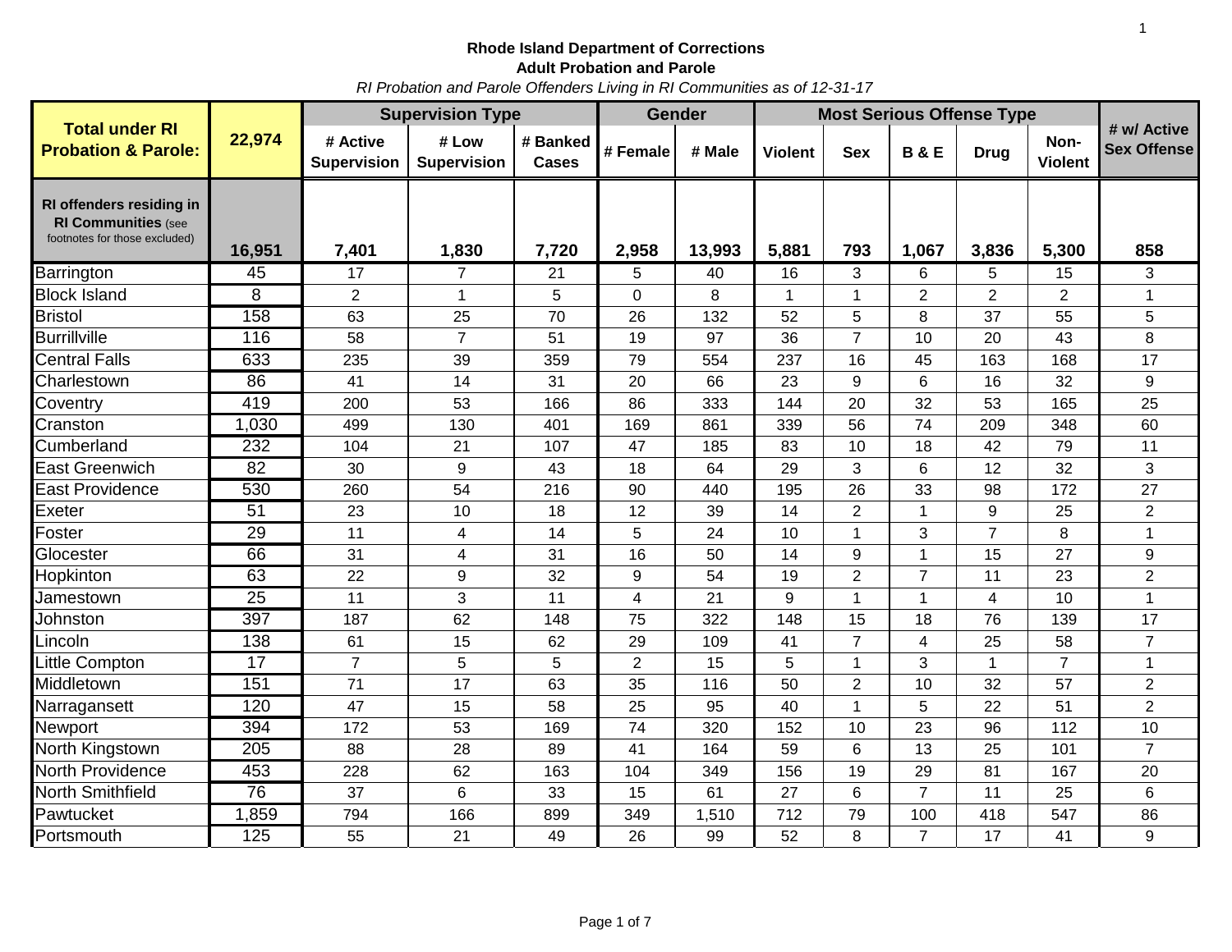**Rhode Island Department of Corrections**

**Adult Probation and Parole**

*RI Probation and Parole Offenders Living in RI Communities as of 12-31-17*

| Total under RI Probation & Parole: | 22,974 | Supervision Type | | | Gender | | Most Serious Offense Type | | | | | # w/ Active Sex Offense |
|---|---|---|---|---|---|---|---|---|---|---|---|---|
| | | # Active Supervision | # Low Supervision | # Banked Cases | # Female | # Male | Violent | Sex | B & E | Drug | Non-Violent | |
| **RI offenders residing in RI Communities** (see footnotes for those excluded) | **16,951** | **7,401** | **1,830** | **7,720** | **2,958** | **13,993** | **5,881** | **793** | **1,067** | **3,836** | **5,300** | **858** |
| Barrington | 45 | 17 | 7 | 21 | 5 | 40 | 16 | 3 | 6 | 5 | 15 | 3 |
| Block Island | 8 | 2 | 1 | 5 | 0 | 8 | 1 | 1 | 2 | 2 | 2 | 1 |
| Bristol | 158 | 63 | 25 | 70 | 26 | 132 | 52 | 5 | 8 | 37 | 55 | 5 |
| Burrillville | 116 | 58 | 7 | 51 | 19 | 97 | 36 | 7 | 10 | 20 | 43 | 8 |
| Central Falls | 633 | 235 | 39 | 359 | 79 | 554 | 237 | 16 | 45 | 163 | 168 | 17 |
| Charlestown | 86 | 41 | 14 | 31 | 20 | 66 | 23 | 9 | 6 | 16 | 32 | 9 |
| Coventry | 419 | 200 | 53 | 166 | 86 | 333 | 144 | 20 | 32 | 53 | 165 | 25 |
| Cranston | 1,030 | 499 | 130 | 401 | 169 | 861 | 339 | 56 | 74 | 209 | 348 | 60 |
| Cumberland | 232 | 104 | 21 | 107 | 47 | 185 | 83 | 10 | 18 | 42 | 79 | 11 |
| East Greenwich | 82 | 30 | 9 | 43 | 18 | 64 | 29 | 3 | 6 | 12 | 32 | 3 |
| East Providence | 530 | 260 | 54 | 216 | 90 | 440 | 195 | 26 | 33 | 98 | 172 | 27 |
| Exeter | 51 | 23 | 10 | 18 | 12 | 39 | 14 | 2 | 1 | 9 | 25 | 2 |
| Foster | 29 | 11 | 4 | 14 | 5 | 24 | 10 | 1 | 3 | 7 | 8 | 1 |
| Glocester | 66 | 31 | 4 | 31 | 16 | 50 | 14 | 9 | 1 | 15 | 27 | 9 |
| Hopkinton | 63 | 22 | 9 | 32 | 9 | 54 | 19 | 2 | 7 | 11 | 23 | 2 |
| Jamestown | 25 | 11 | 3 | 11 | 4 | 21 | 9 | 1 | 1 | 4 | 10 | 1 |
| Johnston | 397 | 187 | 62 | 148 | 75 | 322 | 148 | 15 | 18 | 76 | 139 | 17 |
| Lincoln | 138 | 61 | 15 | 62 | 29 | 109 | 41 | 7 | 4 | 25 | 58 | 7 |
| Little Compton | 17 | 7 | 5 | 5 | 2 | 15 | 5 | 1 | 3 | 1 | 7 | 1 |
| Middletown | 151 | 71 | 17 | 63 | 35 | 116 | 50 | 2 | 10 | 32 | 57 | 2 |
| Narragansett | 120 | 47 | 15 | 58 | 25 | 95 | 40 | 1 | 5 | 22 | 51 | 2 |
| Newport | 394 | 172 | 53 | 169 | 74 | 320 | 152 | 10 | 23 | 96 | 112 | 10 |
| North Kingstown | 205 | 88 | 28 | 89 | 41 | 164 | 59 | 6 | 13 | 25 | 101 | 7 |
| North Providence | 453 | 228 | 62 | 163 | 104 | 349 | 156 | 19 | 29 | 81 | 167 | 20 |
| North Smithfield | 76 | 37 | 6 | 33 | 15 | 61 | 27 | 6 | 7 | 11 | 25 | 6 |
| Pawtucket | 1,859 | 794 | 166 | 899 | 349 | 1,510 | 712 | 79 | 100 | 418 | 547 | 86 |
| Portsmouth | 125 | 55 | 21 | 49 | 26 | 99 | 52 | 8 | 7 | 17 | 41 | 9 |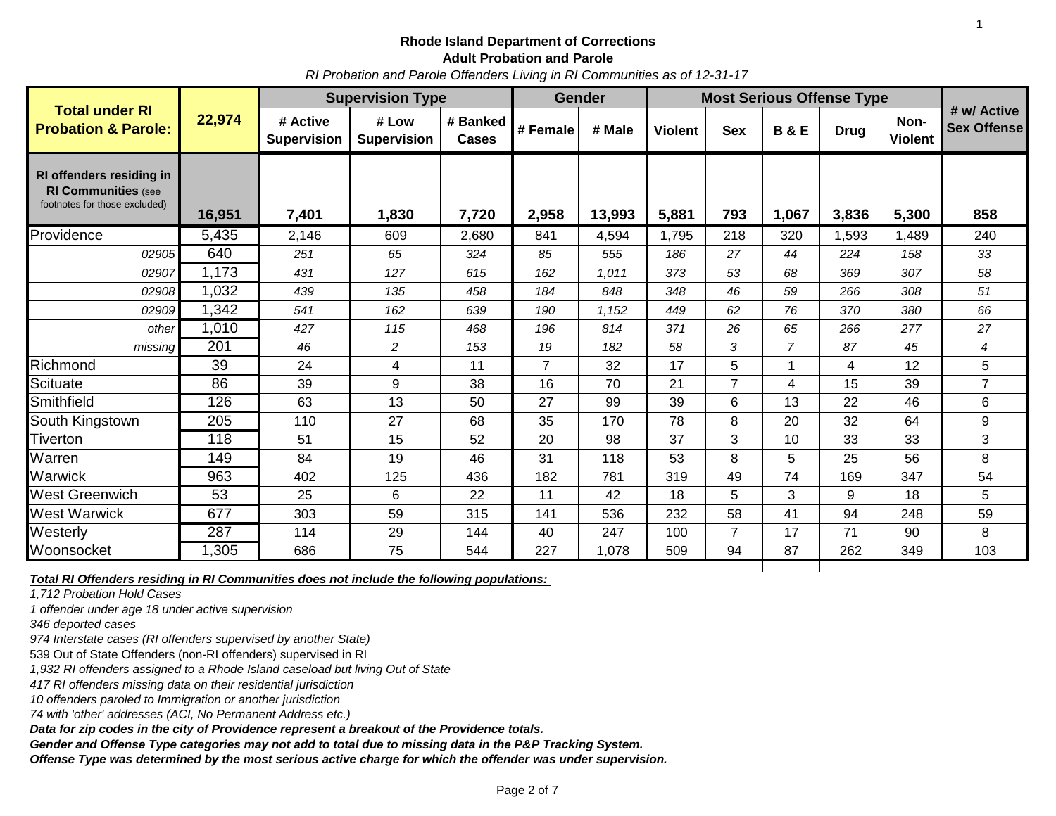**Rhode Island Department of Corrections**
**Adult Probation and Parole**
*RI Probation and Parole Offenders Living in RI Communities as of 12-31-17*

| **Total under RI Probation & Parole:** | **22,974** | **Supervision Type** | | | **Gender** | | **Most Serious Offense Type** | | | | | **# w/ Active Sex Offense** |
|---|---|---|---|---|---|---|---|---|---|---|---|---|
| | | **# Active Supervision** | **# Low Supervision** | **# Banked Cases** | **# Female** | **# Male** | **Violent** | **Sex** | **B & E** | **Drug** | **Non-Violent** | |
| **RI offenders residing in RI Communities** (see footnotes for those excluded) | **16,951** | **7,401** | **1,830** | **7,720** | **2,958** | **13,993** | **5,881** | **793** | **1,067** | **3,836** | **5,300** | **858** |
| Providence | 5,435 | 2,146 | 609 | 2,680 | 841 | 4,594 | 1,795 | 218 | 320 | 1,593 | 1,489 | 240 |
| *02905* | 640 | *251* | *65* | *324* | *85* | *555* | *186* | *27* | *44* | *224* | *158* | *33* |
| *02907* | 1,173 | *431* | *127* | *615* | *162* | *1,011* | *373* | *53* | *68* | *369* | *307* | *58* |
| *02908* | 1,032 | *439* | *135* | *458* | *184* | *848* | *348* | *46* | *59* | *266* | *308* | *51* |
| *02909* | 1,342 | *541* | *162* | *639* | *190* | *1,152* | *449* | *62* | *76* | *370* | *380* | *66* |
| *other* | 1,010 | *427* | *115* | *468* | *196* | *814* | *371* | *26* | *65* | *266* | *277* | *27* |
| *missing* | 201 | *46* | *2* | *153* | *19* | *182* | *58* | *3* | *7* | *87* | *45* | *4* |
| Richmond | 39 | 24 | 4 | 11 | 7 | 32 | 17 | 5 | 1 | 4 | 12 | 5 |
| Scituate | 86 | 39 | 9 | 38 | 16 | 70 | 21 | 7 | 4 | 15 | 39 | 7 |
| Smithfield | 126 | 63 | 13 | 50 | 27 | 99 | 39 | 6 | 13 | 22 | 46 | 6 |
| South Kingstown | 205 | 110 | 27 | 68 | 35 | 170 | 78 | 8 | 20 | 32 | 64 | 9 |
| Tiverton | 118 | 51 | 15 | 52 | 20 | 98 | 37 | 3 | 10 | 33 | 33 | 3 |
| Warren | 149 | 84 | 19 | 46 | 31 | 118 | 53 | 8 | 5 | 25 | 56 | 8 |
| Warwick | 963 | 402 | 125 | 436 | 182 | 781 | 319 | 49 | 74 | 169 | 347 | 54 |
| West Greenwich | 53 | 25 | 6 | 22 | 11 | 42 | 18 | 5 | 3 | 9 | 18 | 5 |
| West Warwick | 677 | 303 | 59 | 315 | 141 | 536 | 232 | 58 | 41 | 94 | 248 | 59 |
| Westerly | 287 | 114 | 29 | 144 | 40 | 247 | 100 | 7 | 17 | 71 | 90 | 8 |
| Woonsocket | 1,305 | 686 | 75 | 544 | 227 | 1,078 | 509 | 94 | 87 | 262 | 349 | 103 |

***Total RI Offenders residing in RI Communities does not include the following populations:***

*1,712 Probation Hold Cases*
*1 offender under age 18 under active supervision*
*346 deported cases*
*974 Interstate cases (RI offenders supervised by another State)*
539 Out of State Offenders (non-RI offenders) supervised in RI
*1,932 RI offenders assigned to a Rhode Island caseload but living Out of State*
*417 RI offenders missing data on their residential jurisdiction*
*10 offenders paroled to Immigration or another jurisdiction*
*74 with 'other' addresses (ACI, No Permanent Address etc.)*

***Data for zip codes in the city of Providence represent a breakout of the Providence totals.***
***Gender and Offense Type categories may not add to total due to missing data in the P&P Tracking System.***
***Offense Type was determined by the most serious active charge for which the offender was under supervision.***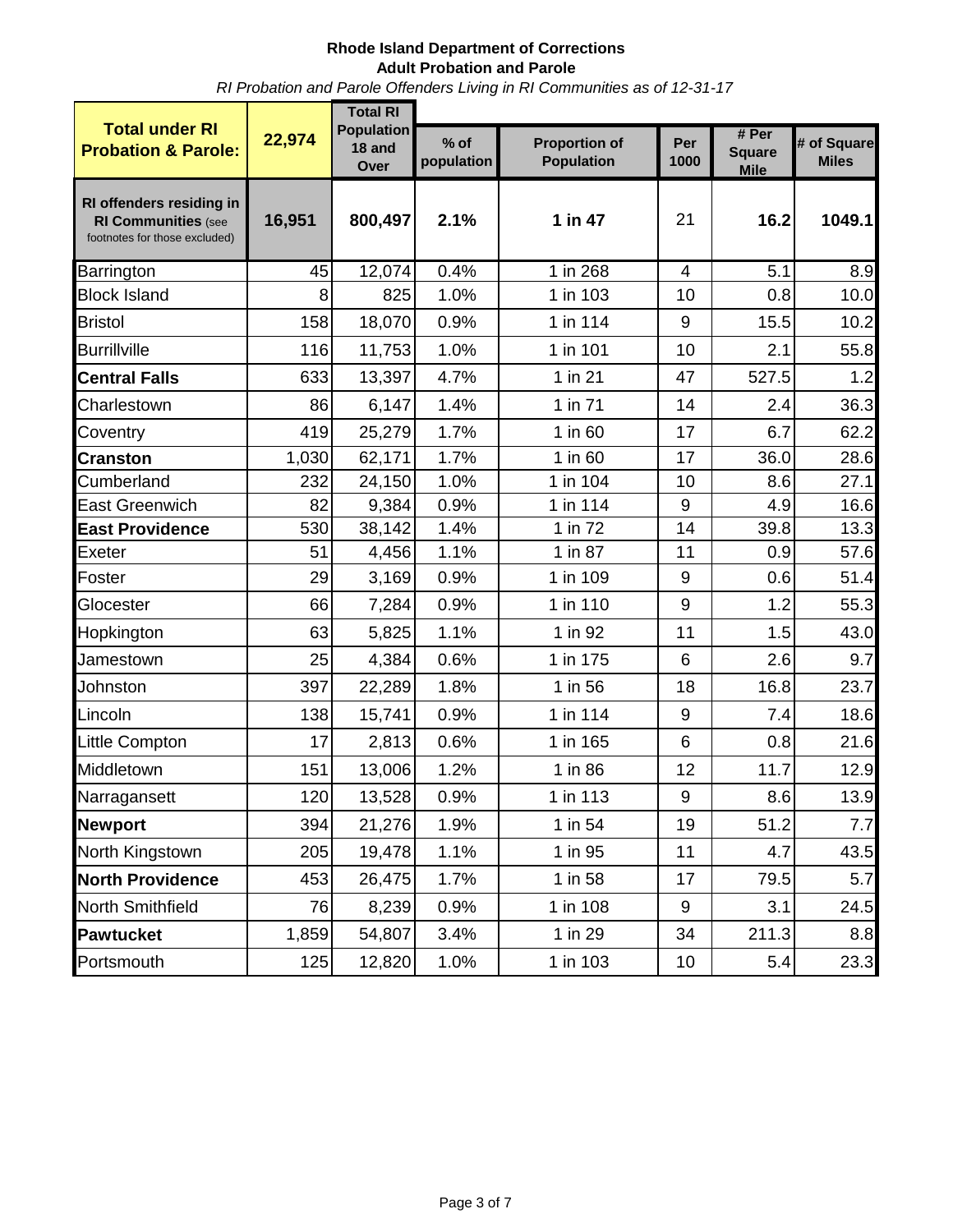**Rhode Island Department of Corrections**
**Adult Probation and Parole**
*RI Probation and Parole Offenders Living in RI Communities as of 12-31-17*

| **Total under RI Probation & Parole:** | **22,974** | **Total RI Population 18 and Over** | **% of population** | **Proportion of Population** | **Per 1000** | **# Per Square Mile** | **# of Square Miles** |
|---|---|---|---|---|---|---|---|
| **RI offenders residing in RI Communities** (see footnotes for those excluded) | **16,951** | **800,497** | **2.1%** | **1 in 47** | 21 | **16.2** | **1049.1** |
| Barrington | 45 | 12,074 | 0.4% | 1 in 268 | 4 | 5.1 | 8.9 |
| Block Island | 8 | 825 | 1.0% | 1 in 103 | 10 | 0.8 | 10.0 |
| Bristol | 158 | 18,070 | 0.9% | 1 in 114 | 9 | 15.5 | 10.2 |
| Burrillville | 116 | 11,753 | 1.0% | 1 in 101 | 10 | 2.1 | 55.8 |
| **Central Falls** | 633 | 13,397 | 4.7% | 1 in 21 | 47 | 527.5 | 1.2 |
| Charlestown | 86 | 6,147 | 1.4% | 1 in 71 | 14 | 2.4 | 36.3 |
| Coventry | 419 | 25,279 | 1.7% | 1 in 60 | 17 | 6.7 | 62.2 |
| **Cranston** | 1,030 | 62,171 | 1.7% | 1 in 60 | 17 | 36.0 | 28.6 |
| Cumberland | 232 | 24,150 | 1.0% | 1 in 104 | 10 | 8.6 | 27.1 |
| East Greenwich | 82 | 9,384 | 0.9% | 1 in 114 | 9 | 4.9 | 16.6 |
| **East Providence** | 530 | 38,142 | 1.4% | 1 in 72 | 14 | 39.8 | 13.3 |
| Exeter | 51 | 4,456 | 1.1% | 1 in 87 | 11 | 0.9 | 57.6 |
| Foster | 29 | 3,169 | 0.9% | 1 in 109 | 9 | 0.6 | 51.4 |
| Glocester | 66 | 7,284 | 0.9% | 1 in 110 | 9 | 1.2 | 55.3 |
| Hopkington | 63 | 5,825 | 1.1% | 1 in 92 | 11 | 1.5 | 43.0 |
| Jamestown | 25 | 4,384 | 0.6% | 1 in 175 | 6 | 2.6 | 9.7 |
| Johnston | 397 | 22,289 | 1.8% | 1 in 56 | 18 | 16.8 | 23.7 |
| Lincoln | 138 | 15,741 | 0.9% | 1 in 114 | 9 | 7.4 | 18.6 |
| Little Compton | 17 | 2,813 | 0.6% | 1 in 165 | 6 | 0.8 | 21.6 |
| Middletown | 151 | 13,006 | 1.2% | 1 in 86 | 12 | 11.7 | 12.9 |
| Narragansett | 120 | 13,528 | 0.9% | 1 in 113 | 9 | 8.6 | 13.9 |
| **Newport** | 394 | 21,276 | 1.9% | 1 in 54 | 19 | 51.2 | 7.7 |
| North Kingstown | 205 | 19,478 | 1.1% | 1 in 95 | 11 | 4.7 | 43.5 |
| **North Providence** | 453 | 26,475 | 1.7% | 1 in 58 | 17 | 79.5 | 5.7 |
| North Smithfield | 76 | 8,239 | 0.9% | 1 in 108 | 9 | 3.1 | 24.5 |
| **Pawtucket** | 1,859 | 54,807 | 3.4% | 1 in 29 | 34 | 211.3 | 8.8 |
| Portsmouth | 125 | 12,820 | 1.0% | 1 in 103 | 10 | 5.4 | 23.3 |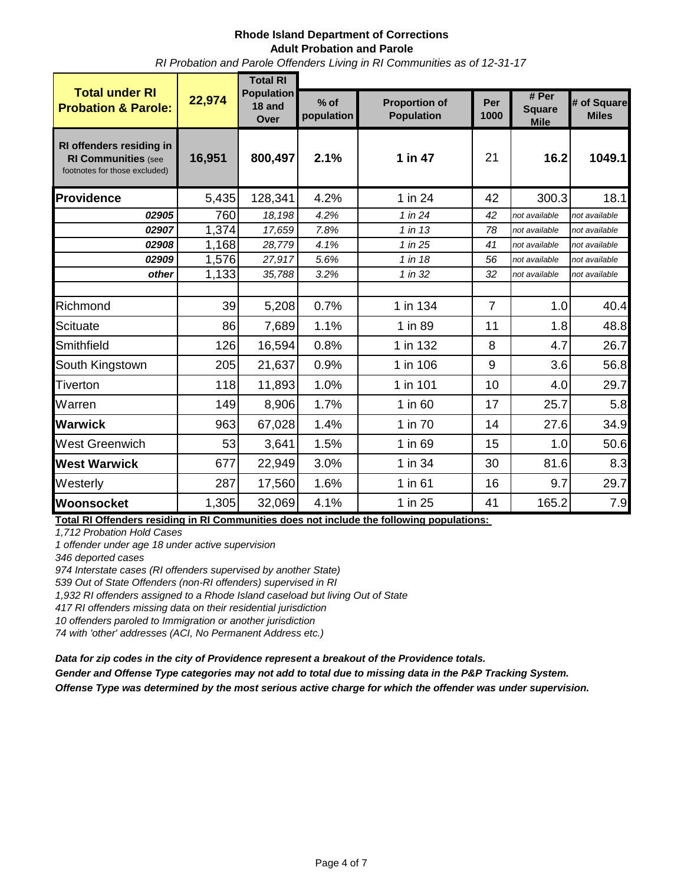**Rhode Island Department of Corrections**
**Adult Probation and Parole**
*RI Probation and Parole Offenders Living in RI Communities as of 12-31-17*

| **Total under RI Probation & Parole:** | **22,974** | **Total RI Population 18 and Over** | **% of population** | **Proportion of Population** | **Per 1000** | **# Per Square Mile** | **# of Square Miles** |
|---|---|---|---|---|---|---|---|
| **RI offenders residing in RI Communities** (see footnotes for those excluded) | **16,951** | **800,497** | **2.1%** | **1 in 47** | 21 | **16.2** | **1049.1** |
| **Providence** | 5,435 | 128,341 | 4.2% | 1 in 24 | 42 | 300.3 | 18.1 |
| ***02905*** | 760 | *18,198* | *4.2%* | *1 in 24* | *42* | *not available* | *not available* |
| ***02907*** | 1,374 | *17,659* | *7.8%* | *1 in 13* | *78* | *not available* | *not available* |
| ***02908*** | 1,168 | *28,779* | *4.1%* | *1 in 25* | *41* | *not available* | *not available* |
| ***02909*** | 1,576 | *27,917* | *5.6%* | *1 in 18* | *56* | *not available* | *not available* |
| ***other*** | 1,133 | *35,788* | *3.2%* | *1 in 32* | *32* | *not available* | *not available* |
| | | | | | | | |
| Richmond | 39 | 5,208 | 0.7% | 1 in 134 | 7 | 1.0 | 40.4 |
| Scituate | 86 | 7,689 | 1.1% | 1 in 89 | 11 | 1.8 | 48.8 |
| Smithfield | 126 | 16,594 | 0.8% | 1 in 132 | 8 | 4.7 | 26.7 |
| South Kingstown | 205 | 21,637 | 0.9% | 1 in 106 | 9 | 3.6 | 56.8 |
| Tiverton | 118 | 11,893 | 1.0% | 1 in 101 | 10 | 4.0 | 29.7 |
| Warren | 149 | 8,906 | 1.7% | 1 in 60 | 17 | 25.7 | 5.8 |
| **Warwick** | 963 | 67,028 | 1.4% | 1 in 70 | 14 | 27.6 | 34.9 |
| West Greenwich | 53 | 3,641 | 1.5% | 1 in 69 | 15 | 1.0 | 50.6 |
| **West Warwick** | 677 | 22,949 | 3.0% | 1 in 34 | 30 | 81.6 | 8.3 |
| Westerly | 287 | 17,560 | 1.6% | 1 in 61 | 16 | 9.7 | 29.7 |
| **Woonsocket** | 1,305 | 32,069 | 4.1% | 1 in 25 | 41 | 165.2 | 7.9 |

**Total RI Offenders residing in RI Communities does not include the following populations:**

*1,712 Probation Hold Cases*
*1 offender under age 18 under active supervision*
*346 deported cases*
*974 Interstate cases (RI offenders supervised by another State)*
*539 Out of State Offenders (non-RI offenders) supervised in RI*
*1,932 RI offenders assigned to a Rhode Island caseload but living Out of State*
*417 RI offenders missing data on their residential jurisdiction*
*10 offenders paroled to Immigration or another jurisdiction*
*74 with 'other' addresses (ACI, No Permanent Address etc.)*

***Data for zip codes in the city of Providence represent a breakout of the Providence totals.***
***Gender and Offense Type categories may not add to total due to missing data in the P&P Tracking System.***
***Offense Type was determined by the most serious active charge for which the offender was under supervision.***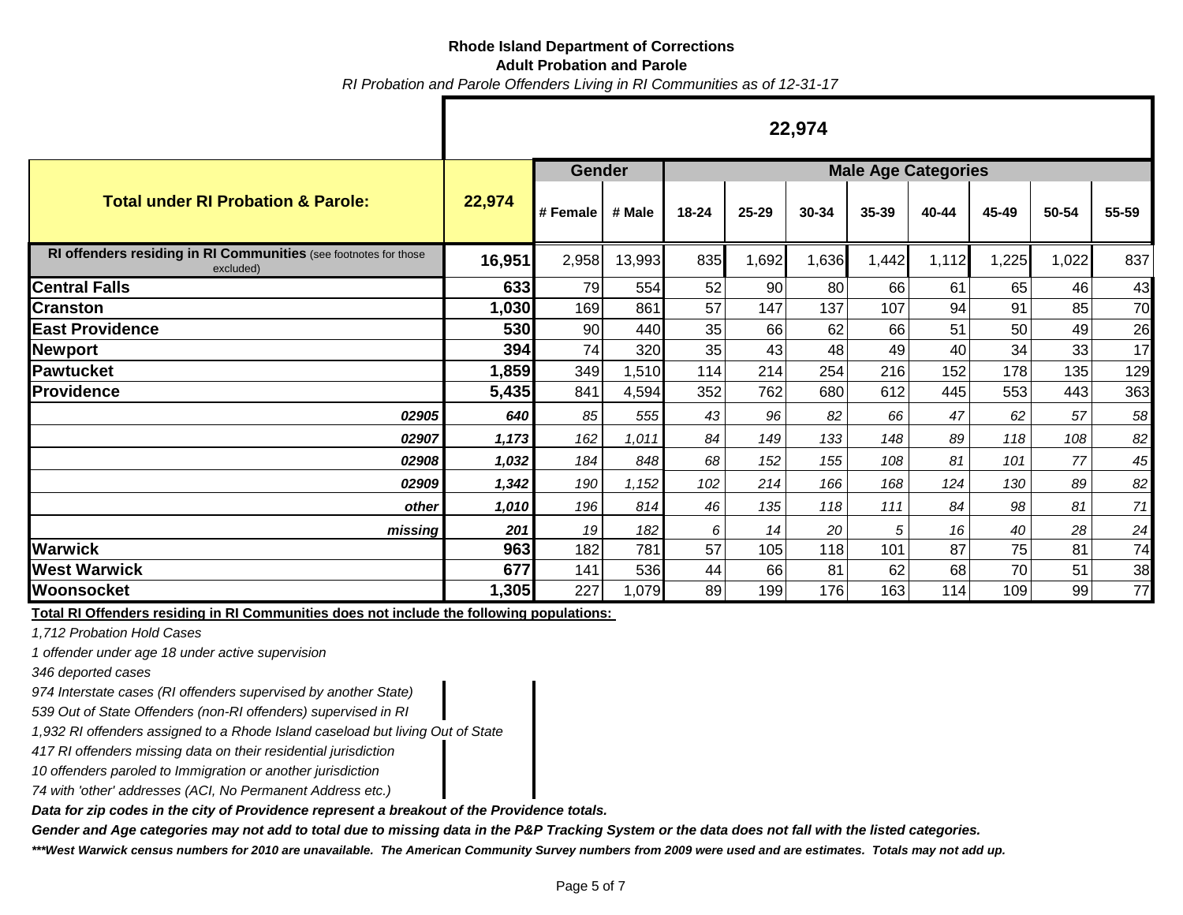**Rhode Island Department of Corrections**
**Adult Probation and Parole**
*RI Probation and Parole Offenders Living in RI Communities as of 12-31-17*

| | 22,974 | | | | | | | | | | |
|---|---|---|---|---|---|---|---|---|---|---|---|
| **Total under RI Probation & Parole:** | **22,974** | **Gender** | | **Male Age Categories** | | | | | | | |
| | | **# Female** | **# Male** | **18-24** | **25-29** | **30-34** | **35-39** | **40-44** | **45-49** | **50-54** | **55-59** |
| **RI offenders residing in RI Communities** (see footnotes for those excluded) | **16,951** | 2,958 | 13,993 | 835 | 1,692 | 1,636 | 1,442 | 1,112 | 1,225 | 1,022 | 837 |
| **Central Falls** | **633** | 79 | 554 | 52 | 90 | 80 | 66 | 61 | 65 | 46 | 43 |
| **Cranston** | **1,030** | 169 | 861 | 57 | 147 | 137 | 107 | 94 | 91 | 85 | 70 |
| **East Providence** | **530** | 90 | 440 | 35 | 66 | 62 | 66 | 51 | 50 | 49 | 26 |
| **Newport** | **394** | 74 | 320 | 35 | 43 | 48 | 49 | 40 | 34 | 33 | 17 |
| **Pawtucket** | **1,859** | 349 | 1,510 | 114 | 214 | 254 | 216 | 152 | 178 | 135 | 129 |
| **Providence** | **5,435** | 841 | 4,594 | 352 | 762 | 680 | 612 | 445 | 553 | 443 | 363 |
| ***02905*** | ***640*** | *85* | *555* | *43* | *96* | *82* | *66* | *47* | *62* | *57* | *58* |
| ***02907*** | ***1,173*** | *162* | *1,011* | *84* | *149* | *133* | *148* | *89* | *118* | *108* | *82* |
| ***02908*** | ***1,032*** | *184* | *848* | *68* | *152* | *155* | *108* | *81* | *101* | *77* | *45* |
| ***02909*** | ***1,342*** | *190* | *1,152* | *102* | *214* | *166* | *168* | *124* | *130* | *89* | *82* |
| ***other*** | ***1,010*** | *196* | *814* | *46* | *135* | *118* | *111* | *84* | *98* | *81* | *71* |
| ***missing*** | ***201*** | *19* | *182* | *6* | *14* | *20* | *5* | *16* | *40* | *28* | *24* |
| **Warwick** | **963** | 182 | 781 | 57 | 105 | 118 | 101 | 87 | 75 | 81 | 74 |
| **West Warwick** | **677** | 141 | 536 | 44 | 66 | 81 | 62 | 68 | 70 | 51 | 38 |
| **Woonsocket** | **1,305** | 227 | 1,079 | 89 | 199 | 176 | 163 | 114 | 109 | 99 | 77 |

**Total RI Offenders residing in RI Communities does not include the following populations:**

*1,712 Probation Hold Cases*

*1 offender under age 18 under active supervision*

*346 deported cases*

*974 Interstate cases (RI offenders supervised by another State)*

*539 Out of State Offenders (non-RI offenders) supervised in RI*

*1,932 RI offenders assigned to a Rhode Island caseload but living Out of State*

*417 RI offenders missing data on their residential jurisdiction*

*10 offenders paroled to Immigration or another jurisdiction*

*74 with 'other' addresses (ACI, No Permanent Address etc.)*

***Data for zip codes in the city of Providence represent a breakout of the Providence totals.***

***Gender and Age categories may not add to total due to missing data in the P&P Tracking System or the data does not fall with the listed categories.***

****\*\*West Warwick census numbers for 2010 are unavailable. The American Community Survey numbers from 2009 were used and are estimates. Totals may not add up.***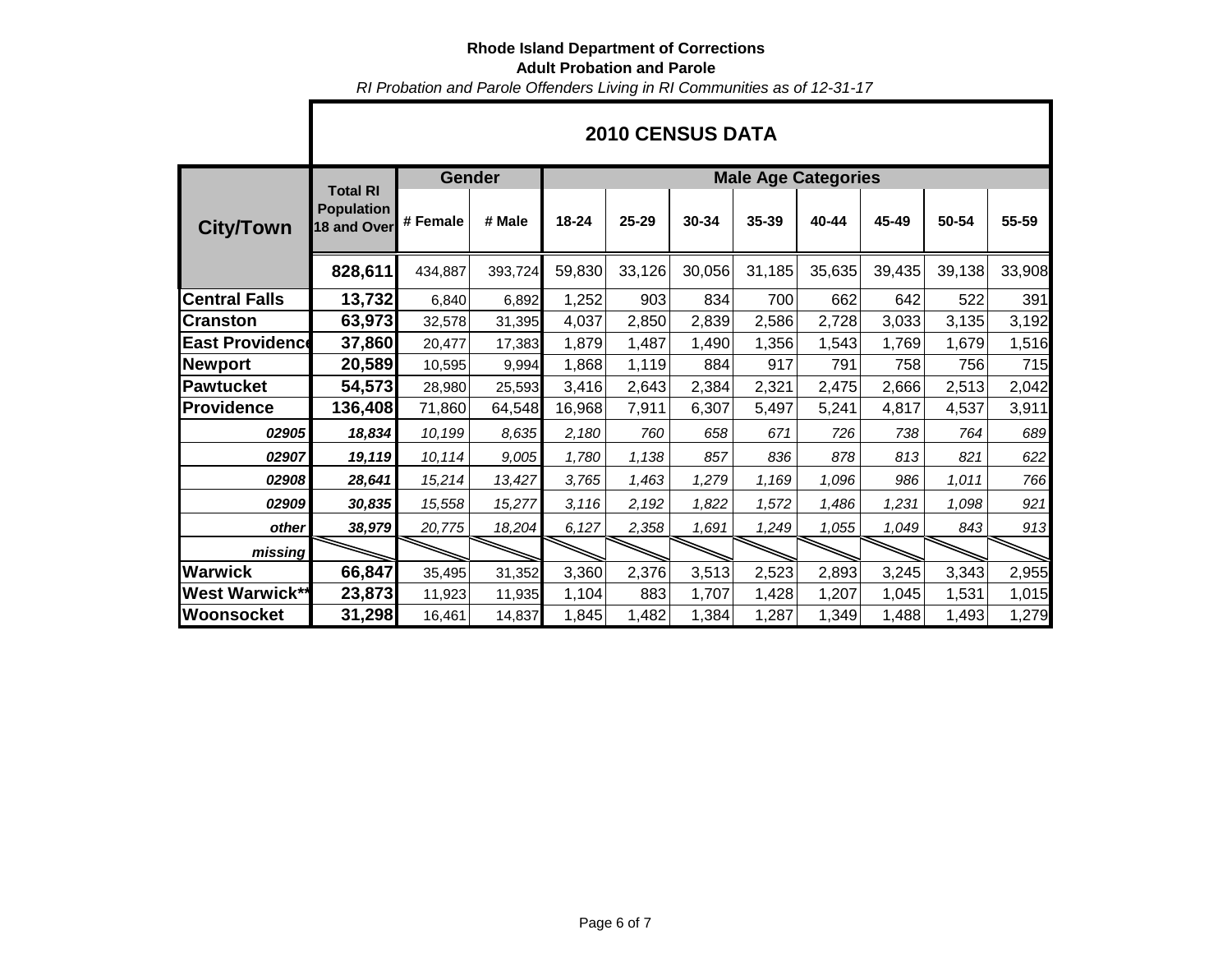**Rhode Island Department of Corrections**

**Adult Probation and Parole**

*RI Probation and Parole Offenders Living in RI Communities as of 12-31-17*

| | **2010 CENSUS DATA** | | | | | | | | | | |
|---|---|---|---|---|---|---|---|---|---|---|---|
| **City/Town** | **Total RI Population 18 and Over** | **Gender** | | **Male Age Categories** | | | | | | | |
| | | **# Female** | **# Male** | **18-24** | **25-29** | **30-34** | **35-39** | **40-44** | **45-49** | **50-54** | **55-59** |
| | **828,611** | 434,887 | 393,724 | 59,830 | 33,126 | 30,056 | 31,185 | 35,635 | 39,435 | 39,138 | 33,908 |
| **Central Falls** | **13,732** | 6,840 | 6,892 | 1,252 | 903 | 834 | 700 | 662 | 642 | 522 | 391 |
| **Cranston** | **63,973** | 32,578 | 31,395 | 4,037 | 2,850 | 2,839 | 2,586 | 2,728 | 3,033 | 3,135 | 3,192 |
| **East Providence** | **37,860** | 20,477 | 17,383 | 1,879 | 1,487 | 1,490 | 1,356 | 1,543 | 1,769 | 1,679 | 1,516 |
| **Newport** | **20,589** | 10,595 | 9,994 | 1,868 | 1,119 | 884 | 917 | 791 | 758 | 756 | 715 |
| **Pawtucket** | **54,573** | 28,980 | 25,593 | 3,416 | 2,643 | 2,384 | 2,321 | 2,475 | 2,666 | 2,513 | 2,042 |
| **Providence** | **136,408** | 71,860 | 64,548 | 16,968 | 7,911 | 6,307 | 5,497 | 5,241 | 4,817 | 4,537 | 3,911 |
| ***02905*** | ***18,834*** | *10,199* | *8,635* | *2,180* | *760* | *658* | *671* | *726* | *738* | *764* | *689* |
| ***02907*** | ***19,119*** | *10,114* | *9,005* | *1,780* | *1,138* | *857* | *836* | *878* | *813* | *821* | *622* |
| ***02908*** | ***28,641*** | *15,214* | *13,427* | *3,765* | *1,463* | *1,279* | *1,169* | *1,096* | *986* | *1,011* | *766* |
| ***02909*** | ***30,835*** | *15,558* | *15,277* | *3,116* | *2,192* | *1,822* | *1,572* | *1,486* | *1,231* | *1,098* | *921* |
| ***other*** | ***38,979*** | *20,775* | *18,204* | *6,127* | *2,358* | *1,691* | *1,249* | *1,055* | *1,049* | *843* | *913* |
| ***missing*** | | | | | | | | | | | |
| **Warwick** | **66,847** | 35,495 | 31,352 | 3,360 | 2,376 | 3,513 | 2,523 | 2,893 | 3,245 | 3,343 | 2,955 |
| **West Warwick**** | **23,873** | 11,923 | 11,935 | 1,104 | 883 | 1,707 | 1,428 | 1,207 | 1,045 | 1,531 | 1,015 |
| **Woonsocket** | **31,298** | 16,461 | 14,837 | 1,845 | 1,482 | 1,384 | 1,287 | 1,349 | 1,488 | 1,493 | 1,279 |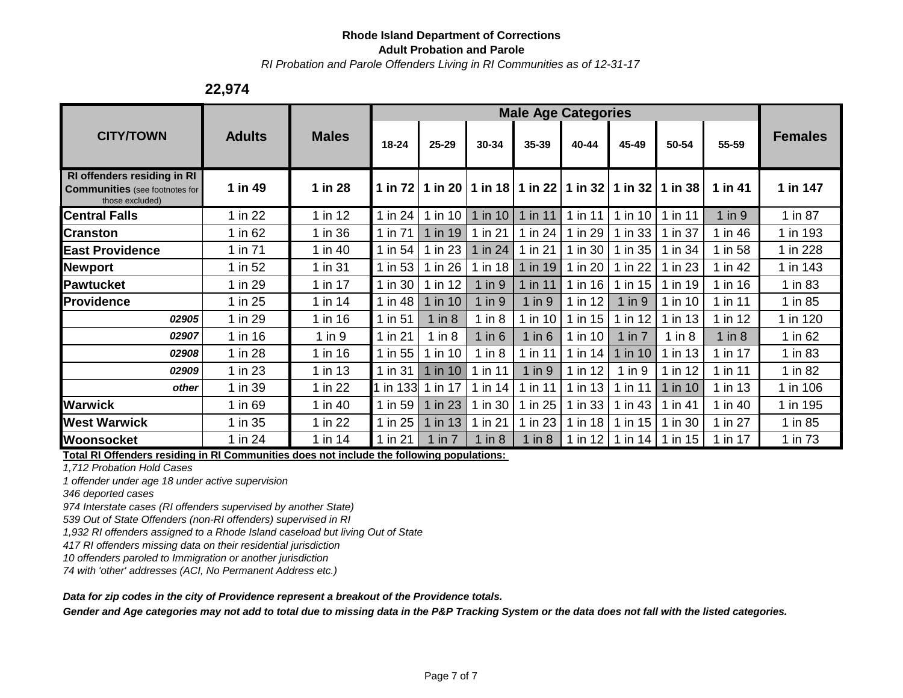**Rhode Island Department of Corrections**

**Adult Probation and Parole**

*RI Probation and Parole Offenders Living in RI Communities as of 12-31-17*

**22,974**

| CITY/TOWN | Adults | Males | Male Age Categories | | | | | | | | Females |
|---|---|---|---|---|---|---|---|---|---|---|---|
| | | | 18-24 | 25-29 | 30-34 | 35-39 | 40-44 | 45-49 | 50-54 | 55-59 | |
| **RI offenders residing in RI Communities** (see footnotes for those excluded) | **1 in 49** | **1 in 28** | **1 in 72** | **1 in 20** | **1 in 18** | **1 in 22** | **1 in 32** | **1 in 32** | **1 in 38** | **1 in 41** | **1 in 147** |
| **Central Falls** | 1 in 22 | 1 in 12 | 1 in 24 | 1 in 10 | 1 in 10 | 1 in 11 | 1 in 11 | 1 in 10 | 1 in 11 | 1 in 9 | 1 in 87 |
| **Cranston** | 1 in 62 | 1 in 36 | 1 in 71 | 1 in 19 | 1 in 21 | 1 in 24 | 1 in 29 | 1 in 33 | 1 in 37 | 1 in 46 | 1 in 193 |
| **East Providence** | 1 in 71 | 1 in 40 | 1 in 54 | 1 in 23 | 1 in 24 | 1 in 21 | 1 in 30 | 1 in 35 | 1 in 34 | 1 in 58 | 1 in 228 |
| **Newport** | 1 in 52 | 1 in 31 | 1 in 53 | 1 in 26 | 1 in 18 | 1 in 19 | 1 in 20 | 1 in 22 | 1 in 23 | 1 in 42 | 1 in 143 |
| **Pawtucket** | 1 in 29 | 1 in 17 | 1 in 30 | 1 in 12 | 1 in 9 | 1 in 11 | 1 in 16 | 1 in 15 | 1 in 19 | 1 in 16 | 1 in 83 |
| **Providence** | 1 in 25 | 1 in 14 | 1 in 48 | 1 in 10 | 1 in 9 | 1 in 9 | 1 in 12 | 1 in 9 | 1 in 10 | 1 in 11 | 1 in 85 |
| ***02905*** | 1 in 29 | 1 in 16 | 1 in 51 | 1 in 8 | 1 in 8 | 1 in 10 | 1 in 15 | 1 in 12 | 1 in 13 | 1 in 12 | 1 in 120 |
| ***02907*** | 1 in 16 | 1 in 9 | 1 in 21 | 1 in 8 | 1 in 6 | 1 in 6 | 1 in 10 | 1 in 7 | 1 in 8 | 1 in 8 | 1 in 62 |
| ***02908*** | 1 in 28 | 1 in 16 | 1 in 55 | 1 in 10 | 1 in 8 | 1 in 11 | 1 in 14 | 1 in 10 | 1 in 13 | 1 in 17 | 1 in 83 |
| ***02909*** | 1 in 23 | 1 in 13 | 1 in 31 | 1 in 10 | 1 in 11 | 1 in 9 | 1 in 12 | 1 in 9 | 1 in 12 | 1 in 11 | 1 in 82 |
| ***other*** | 1 in 39 | 1 in 22 | 1 in 133 | 1 in 17 | 1 in 14 | 1 in 11 | 1 in 13 | 1 in 11 | 1 in 10 | 1 in 13 | 1 in 106 |
| **Warwick** | 1 in 69 | 1 in 40 | 1 in 59 | 1 in 23 | 1 in 30 | 1 in 25 | 1 in 33 | 1 in 43 | 1 in 41 | 1 in 40 | 1 in 195 |
| **West Warwick** | 1 in 35 | 1 in 22 | 1 in 25 | 1 in 13 | 1 in 21 | 1 in 23 | 1 in 18 | 1 in 15 | 1 in 30 | 1 in 27 | 1 in 85 |
| **Woonsocket** | 1 in 24 | 1 in 14 | 1 in 21 | 1 in 7 | 1 in 8 | 1 in 8 | 1 in 12 | 1 in 14 | 1 in 15 | 1 in 17 | 1 in 73 |

**Total RI Offenders residing in RI Communities does not include the following populations:**

*1,712 Probation Hold Cases*

*1 offender under age 18 under active supervision*

*346 deported cases*

*974 Interstate cases (RI offenders supervised by another State)*

*539 Out of State Offenders (non-RI offenders) supervised in RI*

*1,932 RI offenders assigned to a Rhode Island caseload but living Out of State*

*417 RI offenders missing data on their residential jurisdiction*

*10 offenders paroled to Immigration or another jurisdiction*

*74 with 'other' addresses (ACI, No Permanent Address etc.)*

***Data for zip codes in the city of Providence represent a breakout of the Providence totals.***

***Gender and Age categories may not add to total due to missing data in the P&P Tracking System or the data does not fall with the listed categories.***